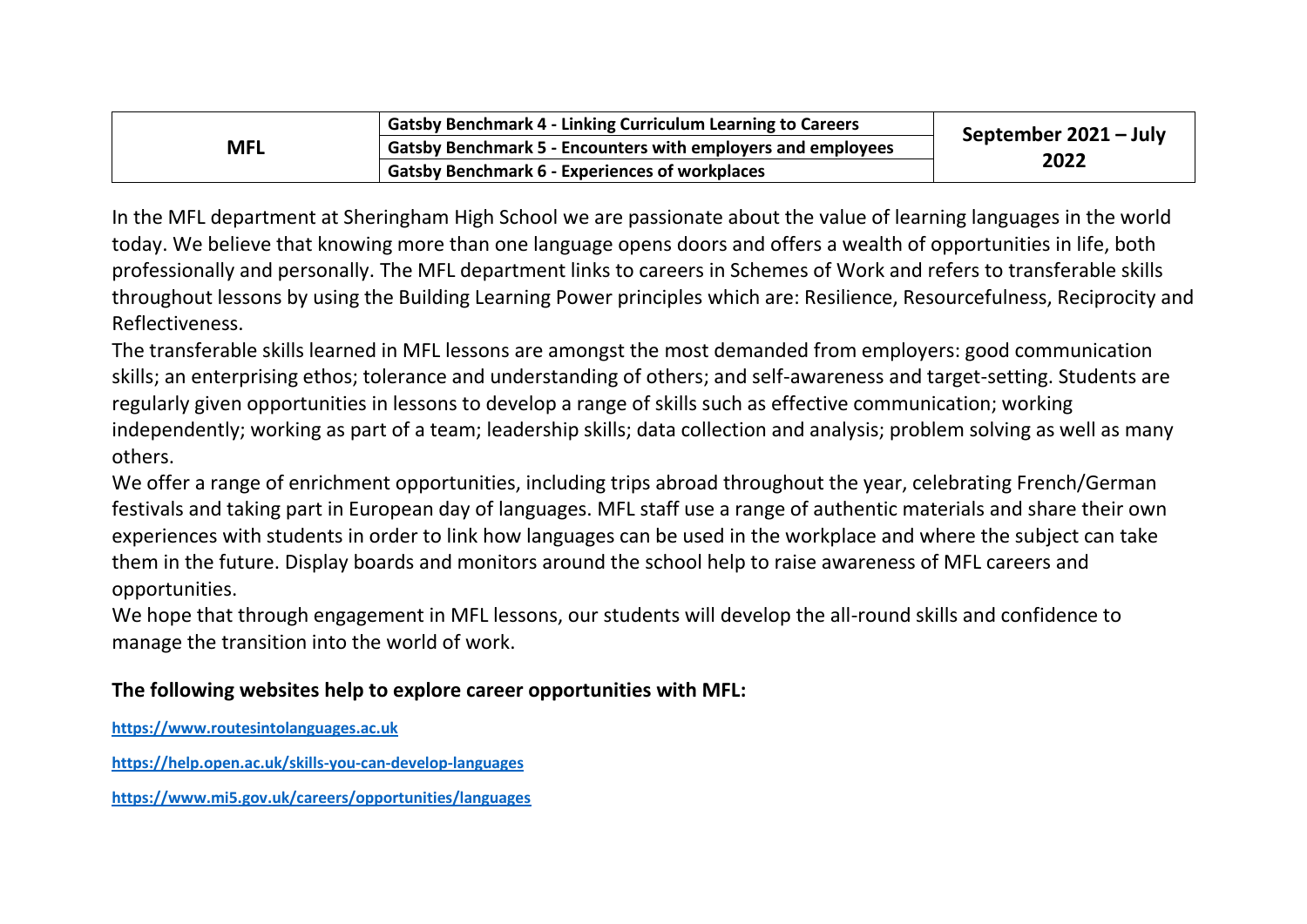| MFL | Gatsby Benchmark 4 - Linking Curriculum Learning to Careers | September 2021 – July 2022 |
|---|---|---|
| | Gatsby Benchmark 5 - Encounters with employers and employees | |
| | Gatsby Benchmark 6 - Experiences of workplaces | |

In the MFL department at Sheringham High School we are passionate about the value of learning languages in the world today. We believe that knowing more than one language opens doors and offers a wealth of opportunities in life, both professionally and personally. The MFL department links to careers in Schemes of Work and refers to transferable skills throughout lessons by using the Building Learning Power principles which are: Resilience, Resourcefulness, Reciprocity and Reflectiveness.

The transferable skills learned in MFL lessons are amongst the most demanded from employers: good communication skills; an enterprising ethos; tolerance and understanding of others; and self-awareness and target-setting. Students are regularly given opportunities in lessons to develop a range of skills such as effective communication; working independently; working as part of a team; leadership skills; data collection and analysis; problem solving as well as many others.

We offer a range of enrichment opportunities, including trips abroad throughout the year, celebrating French/German festivals and taking part in European day of languages. MFL staff use a range of authentic materials and share their own experiences with students in order to link how languages can be used in the workplace and where the subject can take them in the future. Display boards and monitors around the school help to raise awareness of MFL careers and opportunities.

We hope that through engagement in MFL lessons, our students will develop the all-round skills and confidence to manage the transition into the world of work.

**The following websites help to explore career opportunities with MFL:**

**https://www.routesintolanguages.ac.uk**

**https://help.open.ac.uk/skills-you-can-develop-languages**

**https://www.mi5.gov.uk/careers/opportunities/languages**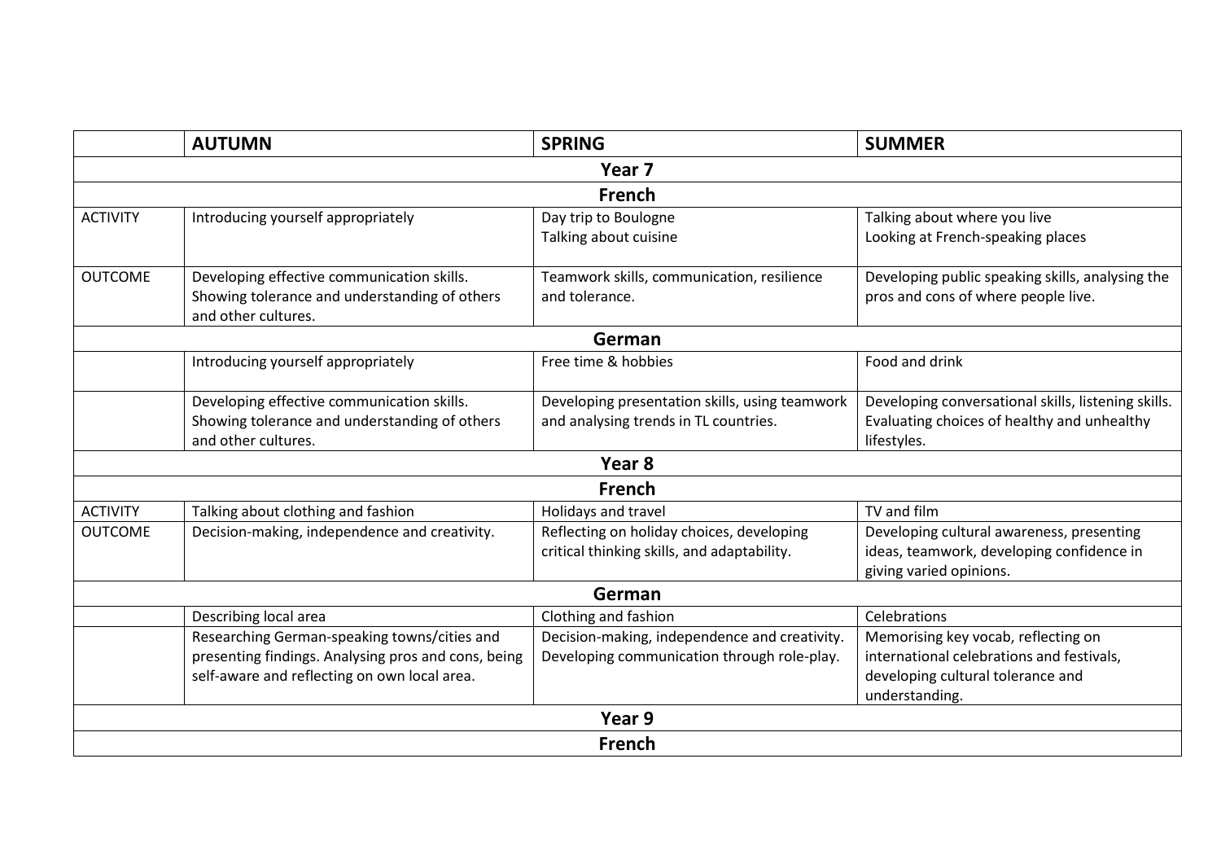| | AUTUMN | SPRING | SUMMER |
|---|---|---|---|
| **Year 7** | | | |
| **French** | | | |
| ACTIVITY | Introducing yourself appropriately | Day trip to Boulogne<br>Talking about cuisine | Talking about where you live<br>Looking at French-speaking places |
| OUTCOME | Developing effective communication skills.<br>Showing tolerance and understanding of others and other cultures. | Teamwork skills, communication, resilience and tolerance. | Developing public speaking skills, analysing the pros and cons of where people live. |
| **German** | | | |
| | Introducing yourself appropriately | Free time & hobbies | Food and drink |
| | Developing effective communication skills.<br>Showing tolerance and understanding of others and other cultures. | Developing presentation skills, using teamwork and analysing trends in TL countries. | Developing conversational skills, listening skills. Evaluating choices of healthy and unhealthy lifestyles. |
| **Year 8** | | | |
| **French** | | | |
| ACTIVITY | Talking about clothing and fashion | Holidays and travel | TV and film |
| OUTCOME | Decision-making, independence and creativity. | Reflecting on holiday choices, developing critical thinking skills, and adaptability. | Developing cultural awareness, presenting ideas, teamwork, developing confidence in giving varied opinions. |
| **German** | | | |
| | Describing local area | Clothing and fashion | Celebrations |
| | Researching German-speaking towns/cities and presenting findings. Analysing pros and cons, being self-aware and reflecting on own local area. | Decision-making, independence and creativity.<br>Developing communication through role-play. | Memorising key vocab, reflecting on international celebrations and festivals, developing cultural tolerance and understanding. |
| **Year 9** | | | |
| **French** | | | |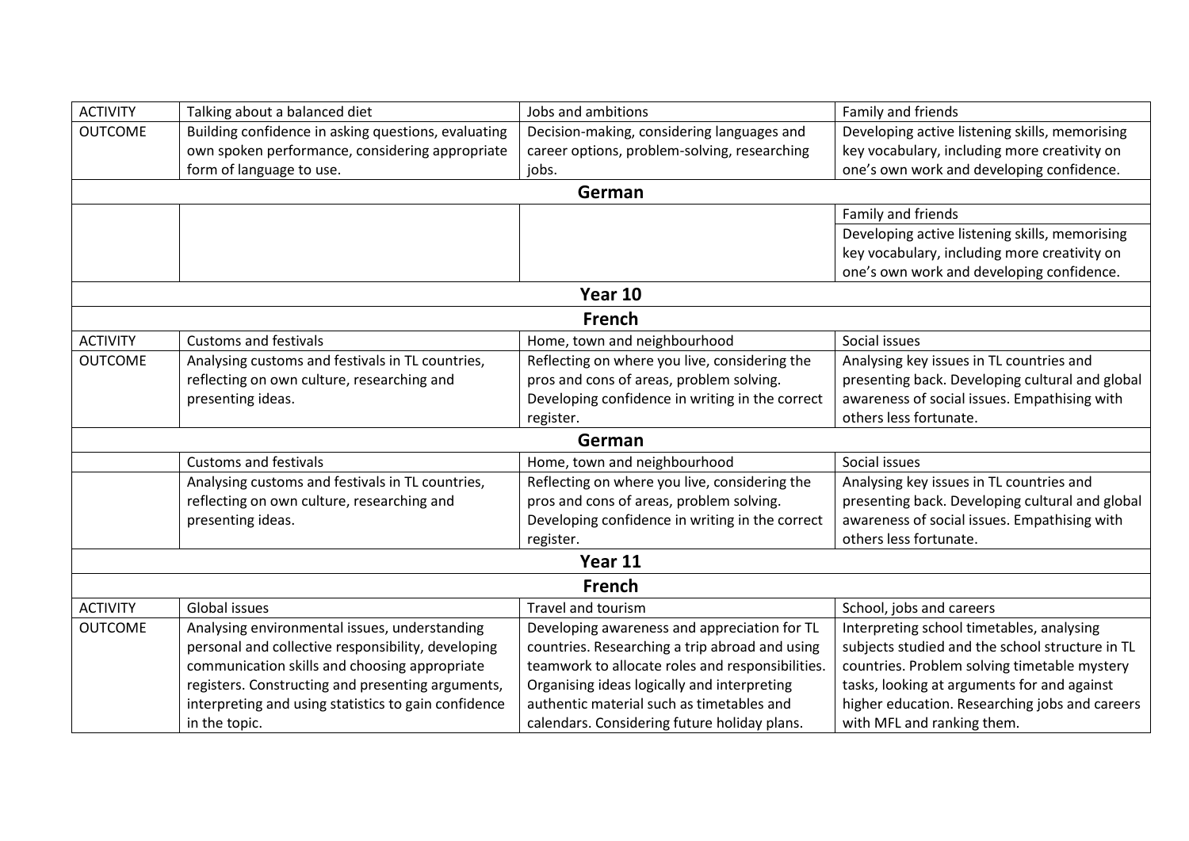| ACTIVITY | Talking about a balanced diet | Jobs and ambitions | Family and friends |
|---|---|---|---|
| OUTCOME | Building confidence in asking questions, evaluating own spoken performance, considering appropriate form of language to use. | Decision-making, considering languages and career options, problem-solving, researching jobs. | Developing active listening skills, memorising key vocabulary, including more creativity on one's own work and developing confidence. |
| **German** | | | |
| | | | Family and friends |
| | | | Developing active listening skills, memorising key vocabulary, including more creativity on one's own work and developing confidence. |
| **Year 10** | | | |
| **French** | | | |
| ACTIVITY | Customs and festivals | Home, town and neighbourhood | Social issues |
| OUTCOME | Analysing customs and festivals in TL countries, reflecting on own culture, researching and presenting ideas. | Reflecting on where you live, considering the pros and cons of areas, problem solving. Developing confidence in writing in the correct register. | Analysing key issues in TL countries and presenting back. Developing cultural and global awareness of social issues. Empathising with others less fortunate. |
| **German** | | | |
| | Customs and festivals | Home, town and neighbourhood | Social issues |
| | Analysing customs and festivals in TL countries, reflecting on own culture, researching and presenting ideas. | Reflecting on where you live, considering the pros and cons of areas, problem solving. Developing confidence in writing in the correct register. | Analysing key issues in TL countries and presenting back. Developing cultural and global awareness of social issues. Empathising with others less fortunate. |
| **Year 11** | | | |
| **French** | | | |
| ACTIVITY | Global issues | Travel and tourism | School, jobs and careers |
| OUTCOME | Analysing environmental issues, understanding personal and collective responsibility, developing communication skills and choosing appropriate registers. Constructing and presenting arguments, interpreting and using statistics to gain confidence in the topic. | Developing awareness and appreciation for TL countries. Researching a trip abroad and using teamwork to allocate roles and responsibilities. Organising ideas logically and interpreting authentic material such as timetables and calendars. Considering future holiday plans. | Interpreting school timetables, analysing subjects studied and the school structure in TL countries. Problem solving timetable mystery tasks, looking at arguments for and against higher education. Researching jobs and careers with MFL and ranking them. |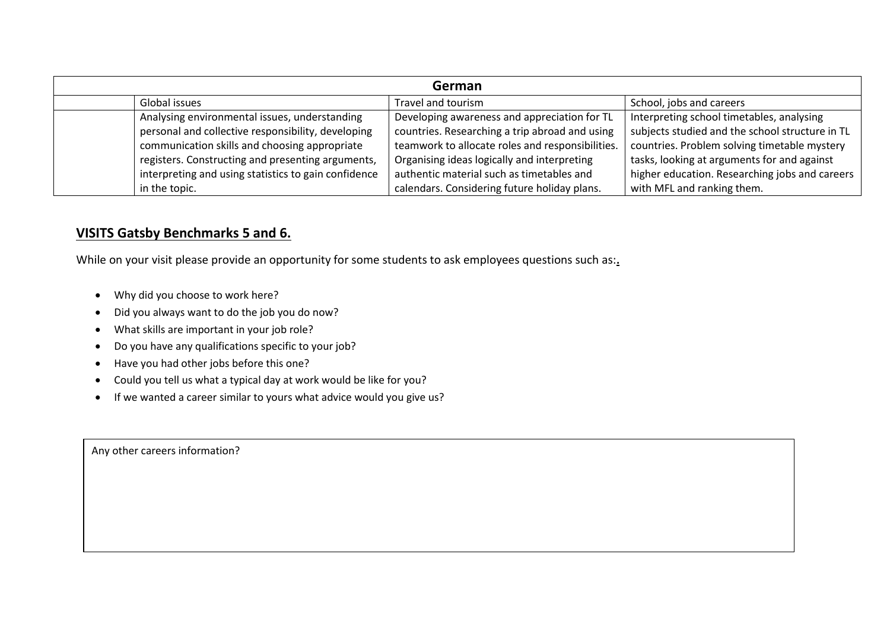| German | | | |
|---|---|---|---|
| | Global issues | Travel and tourism | School, jobs and careers |
| | Analysing environmental issues, understanding personal and collective responsibility, developing communication skills and choosing appropriate registers. Constructing and presenting arguments, interpreting and using statistics to gain confidence in the topic. | Developing awareness and appreciation for TL countries. Researching a trip abroad and using teamwork to allocate roles and responsibilities. Organising ideas logically and interpreting authentic material such as timetables and calendars. Considering future holiday plans. | Interpreting school timetables, analysing subjects studied and the school structure in TL countries. Problem solving timetable mystery tasks, looking at arguments for and against higher education. Researching jobs and careers with MFL and ranking them. |

## VISITS Gatsby Benchmarks 5 and 6.

While on your visit please provide an opportunity for some students to ask employees questions such as:.

- Why did you choose to work here?
- Did you always want to do the job you do now?
- What skills are important in your job role?
- Do you have any qualifications specific to your job?
- Have you had other jobs before this one?
- Could you tell us what a typical day at work would be like for you?
- If we wanted a career similar to yours what advice would you give us?

| Any other careers information? |
|---|
| |